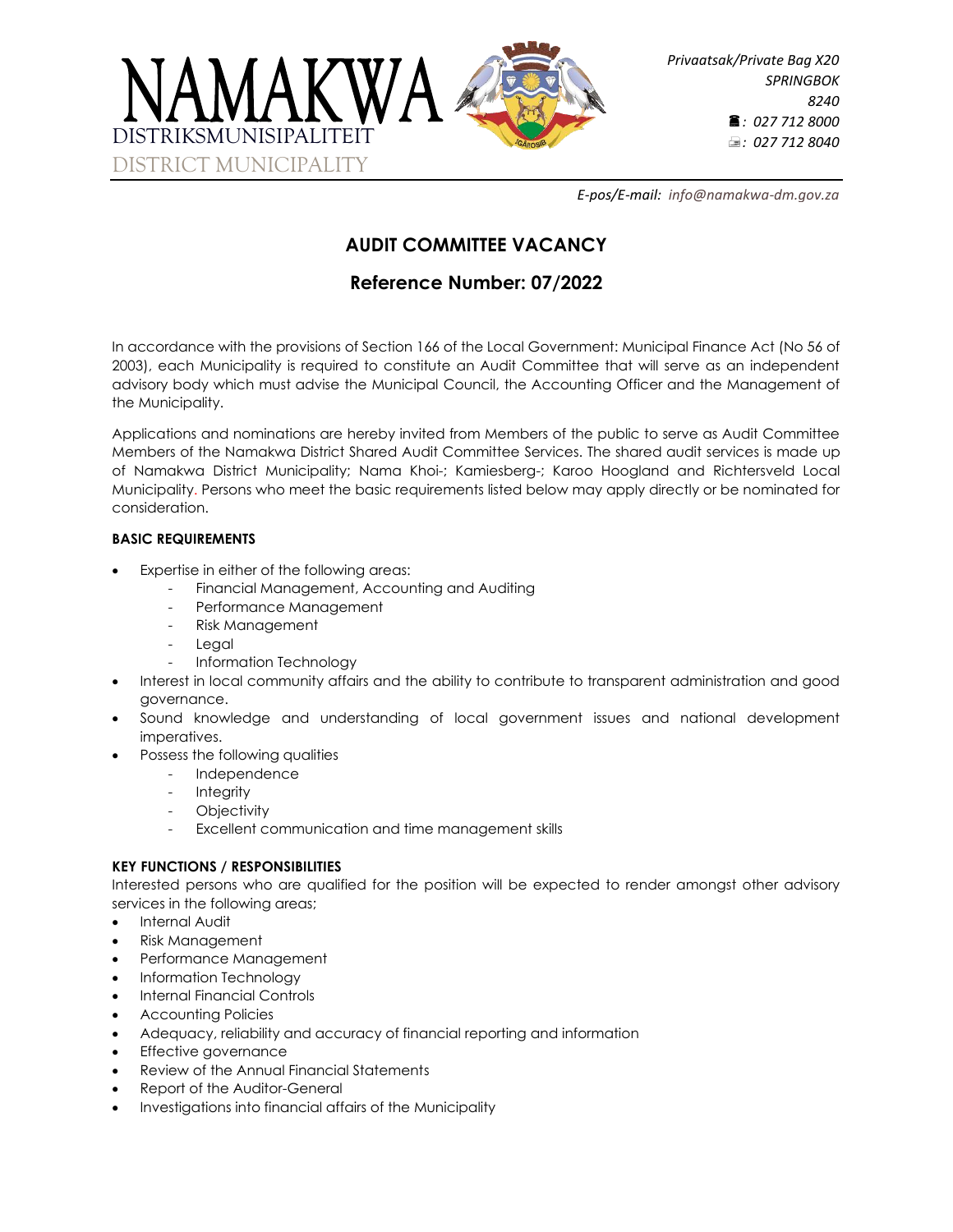NAMAKWA
DISTRIKSMUNISIPALITEIT
DISTRICT MUNICIPALITY

*Privaatsak/Private Bag X20*
*SPRINGBOK*
*8240*
*: 027 712 8000*
*: 027 712 8040*

*E-pos/E-mail: info@namakwa-dm.gov.za*

# AUDIT COMMITTEE VACANCY

## Reference Number: 07/2022

In accordance with the provisions of Section 166 of the Local Government: Municipal Finance Act (No 56 of 2003), each Municipality is required to constitute an Audit Committee that will serve as an independent advisory body which must advise the Municipal Council, the Accounting Officer and the Management of the Municipality.

Applications and nominations are hereby invited from Members of the public to serve as Audit Committee Members of the Namakwa District Shared Audit Committee Services. The shared audit services is made up of Namakwa District Municipality; Nama Khoi-; Kamiesberg-; Karoo Hoogland and Richtersveld Local Municipality. Persons who meet the basic requirements listed below may apply directly or be nominated for consideration.

**BASIC REQUIREMENTS**

- Expertise in either of the following areas:
    - Financial Management, Accounting and Auditing
    - Performance Management
    - Risk Management
    - Legal
    - Information Technology
- Interest in local community affairs and the ability to contribute to transparent administration and good governance.
- Sound knowledge and understanding of local government issues and national development imperatives.
- Possess the following qualities
    - Independence
    - Integrity
    - Objectivity
    - Excellent communication and time management skills

**KEY FUNCTIONS / RESPONSIBILITIES**

Interested persons who are qualified for the position will be expected to render amongst other advisory services in the following areas;

- Internal Audit
- Risk Management
- Performance Management
- Information Technology
- Internal Financial Controls
- Accounting Policies
- Adequacy, reliability and accuracy of financial reporting and information
- Effective governance
- Review of the Annual Financial Statements
- Report of the Auditor-General
- Investigations into financial affairs of the Municipality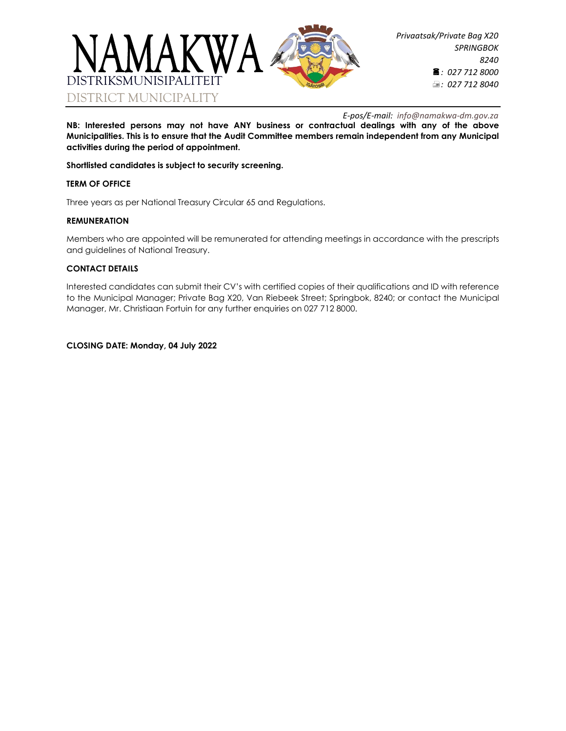NAMAKWA
DISTRIKSMUNISIPALITEIT
DISTRICT MUNICIPALITY

*Privaatsak/Private Bag X20*
*SPRINGBOK*
*8240*
*: 027 712 8000*
*: 027 712 8040*

*E-pos/E-mail: info@namakwa-dm.gov.za*

**NB: Interested persons may not have ANY business or contractual dealings with any of the above Municipalities. This is to ensure that the Audit Committee members remain independent from any Municipal activities during the period of appointment.**

**Shortlisted candidates is subject to security screening.**

**TERM OF OFFICE**

Three years as per National Treasury Circular 65 and Regulations.

**REMUNERATION**

Members who are appointed will be remunerated for attending meetings in accordance with the prescripts and guidelines of National Treasury.

**CONTACT DETAILS**

Interested candidates can submit their CV's with certified copies of their qualifications and ID with reference to the Municipal Manager; Private Bag X20, Van Riebeek Street; Springbok, 8240; or contact the Municipal Manager, Mr. Christiaan Fortuin for any further enquiries on 027 712 8000.

**CLOSING DATE: Monday, 04 July 2022**